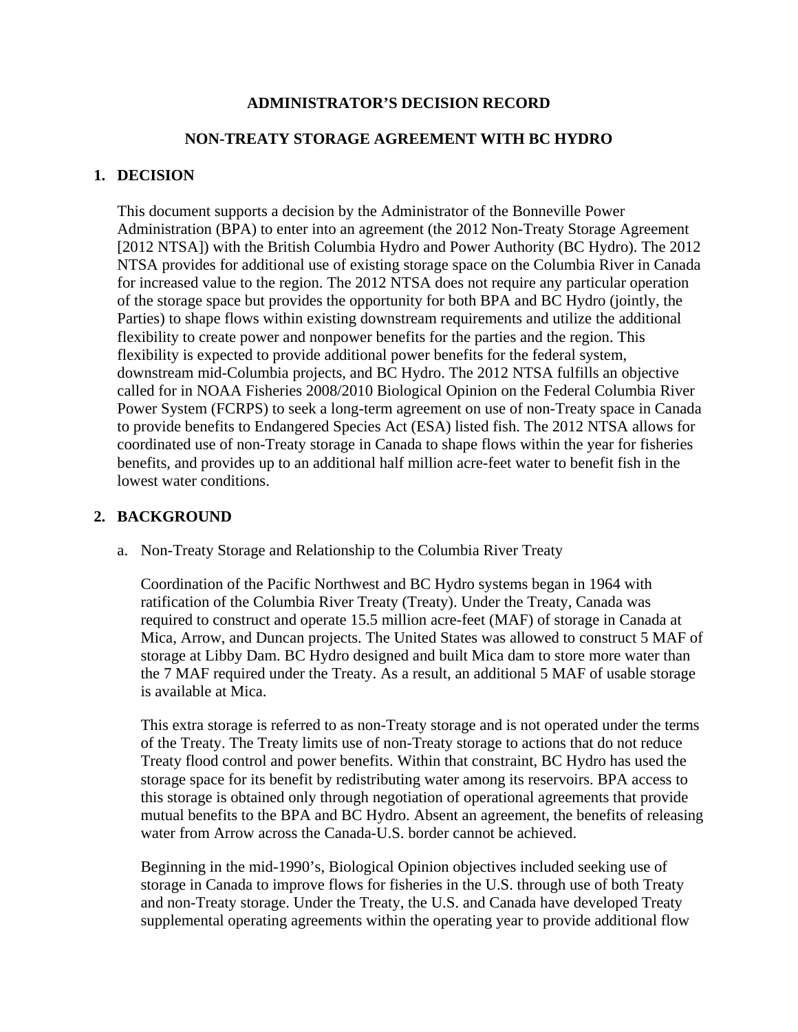# ADMINISTRATOR'S DECISION RECORD

## NON-TREATY STORAGE AGREEMENT WITH BC HYDRO

## 1. DECISION

This document supports a decision by the Administrator of the Bonneville Power Administration (BPA) to enter into an agreement (the 2012 Non-Treaty Storage Agreement [2012 NTSA]) with the British Columbia Hydro and Power Authority (BC Hydro). The 2012 NTSA provides for additional use of existing storage space on the Columbia River in Canada for increased value to the region. The 2012 NTSA does not require any particular operation of the storage space but provides the opportunity for both BPA and BC Hydro (jointly, the Parties) to shape flows within existing downstream requirements and utilize the additional flexibility to create power and nonpower benefits for the parties and the region. This flexibility is expected to provide additional power benefits for the federal system, downstream mid-Columbia projects, and BC Hydro. The 2012 NTSA fulfills an objective called for in NOAA Fisheries 2008/2010 Biological Opinion on the Federal Columbia River Power System (FCRPS) to seek a long-term agreement on use of non-Treaty space in Canada to provide benefits to Endangered Species Act (ESA) listed fish. The 2012 NTSA allows for coordinated use of non-Treaty storage in Canada to shape flows within the year for fisheries benefits, and provides up to an additional half million acre-feet water to benefit fish in the lowest water conditions.

## 2. BACKGROUND

a. Non-Treaty Storage and Relationship to the Columbia River Treaty

Coordination of the Pacific Northwest and BC Hydro systems began in 1964 with ratification of the Columbia River Treaty (Treaty). Under the Treaty, Canada was required to construct and operate 15.5 million acre-feet (MAF) of storage in Canada at Mica, Arrow, and Duncan projects. The United States was allowed to construct 5 MAF of storage at Libby Dam. BC Hydro designed and built Mica dam to store more water than the 7 MAF required under the Treaty. As a result, an additional 5 MAF of usable storage is available at Mica.

This extra storage is referred to as non-Treaty storage and is not operated under the terms of the Treaty. The Treaty limits use of non-Treaty storage to actions that do not reduce Treaty flood control and power benefits. Within that constraint, BC Hydro has used the storage space for its benefit by redistributing water among its reservoirs. BPA access to this storage is obtained only through negotiation of operational agreements that provide mutual benefits to the BPA and BC Hydro. Absent an agreement, the benefits of releasing water from Arrow across the Canada-U.S. border cannot be achieved.

Beginning in the mid-1990's, Biological Opinion objectives included seeking use of storage in Canada to improve flows for fisheries in the U.S. through use of both Treaty and non-Treaty storage. Under the Treaty, the U.S. and Canada have developed Treaty supplemental operating agreements within the operating year to provide additional flow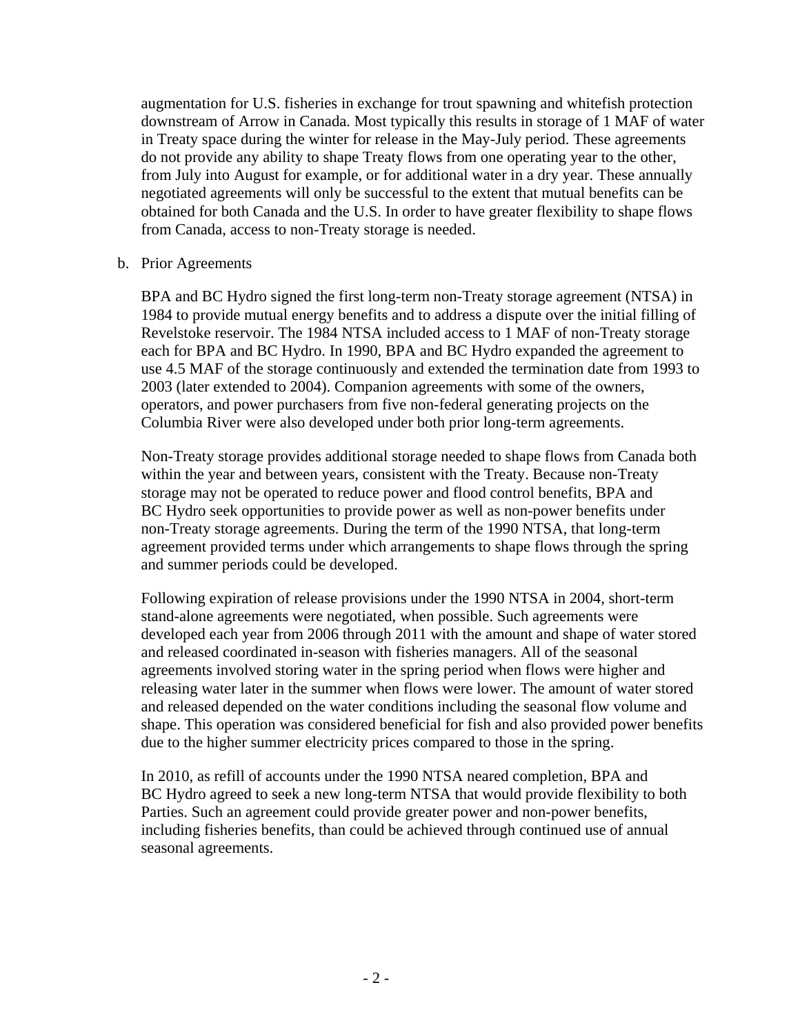augmentation for U.S. fisheries in exchange for trout spawning and whitefish protection downstream of Arrow in Canada. Most typically this results in storage of 1 MAF of water in Treaty space during the winter for release in the May-July period. These agreements do not provide any ability to shape Treaty flows from one operating year to the other, from July into August for example, or for additional water in a dry year. These annually negotiated agreements will only be successful to the extent that mutual benefits can be obtained for both Canada and the U.S. In order to have greater flexibility to shape flows from Canada, access to non-Treaty storage is needed.

b. Prior Agreements

BPA and BC Hydro signed the first long-term non-Treaty storage agreement (NTSA) in 1984 to provide mutual energy benefits and to address a dispute over the initial filling of Revelstoke reservoir. The 1984 NTSA included access to 1 MAF of non-Treaty storage each for BPA and BC Hydro. In 1990, BPA and BC Hydro expanded the agreement to use 4.5 MAF of the storage continuously and extended the termination date from 1993 to 2003 (later extended to 2004). Companion agreements with some of the owners, operators, and power purchasers from five non-federal generating projects on the Columbia River were also developed under both prior long-term agreements.

Non-Treaty storage provides additional storage needed to shape flows from Canada both within the year and between years, consistent with the Treaty. Because non-Treaty storage may not be operated to reduce power and flood control benefits, BPA and BC Hydro seek opportunities to provide power as well as non-power benefits under non-Treaty storage agreements. During the term of the 1990 NTSA, that long-term agreement provided terms under which arrangements to shape flows through the spring and summer periods could be developed.

Following expiration of release provisions under the 1990 NTSA in 2004, short-term stand-alone agreements were negotiated, when possible. Such agreements were developed each year from 2006 through 2011 with the amount and shape of water stored and released coordinated in-season with fisheries managers. All of the seasonal agreements involved storing water in the spring period when flows were higher and releasing water later in the summer when flows were lower. The amount of water stored and released depended on the water conditions including the seasonal flow volume and shape. This operation was considered beneficial for fish and also provided power benefits due to the higher summer electricity prices compared to those in the spring.

In 2010, as refill of accounts under the 1990 NTSA neared completion, BPA and BC Hydro agreed to seek a new long-term NTSA that would provide flexibility to both Parties. Such an agreement could provide greater power and non-power benefits, including fisheries benefits, than could be achieved through continued use of annual seasonal agreements.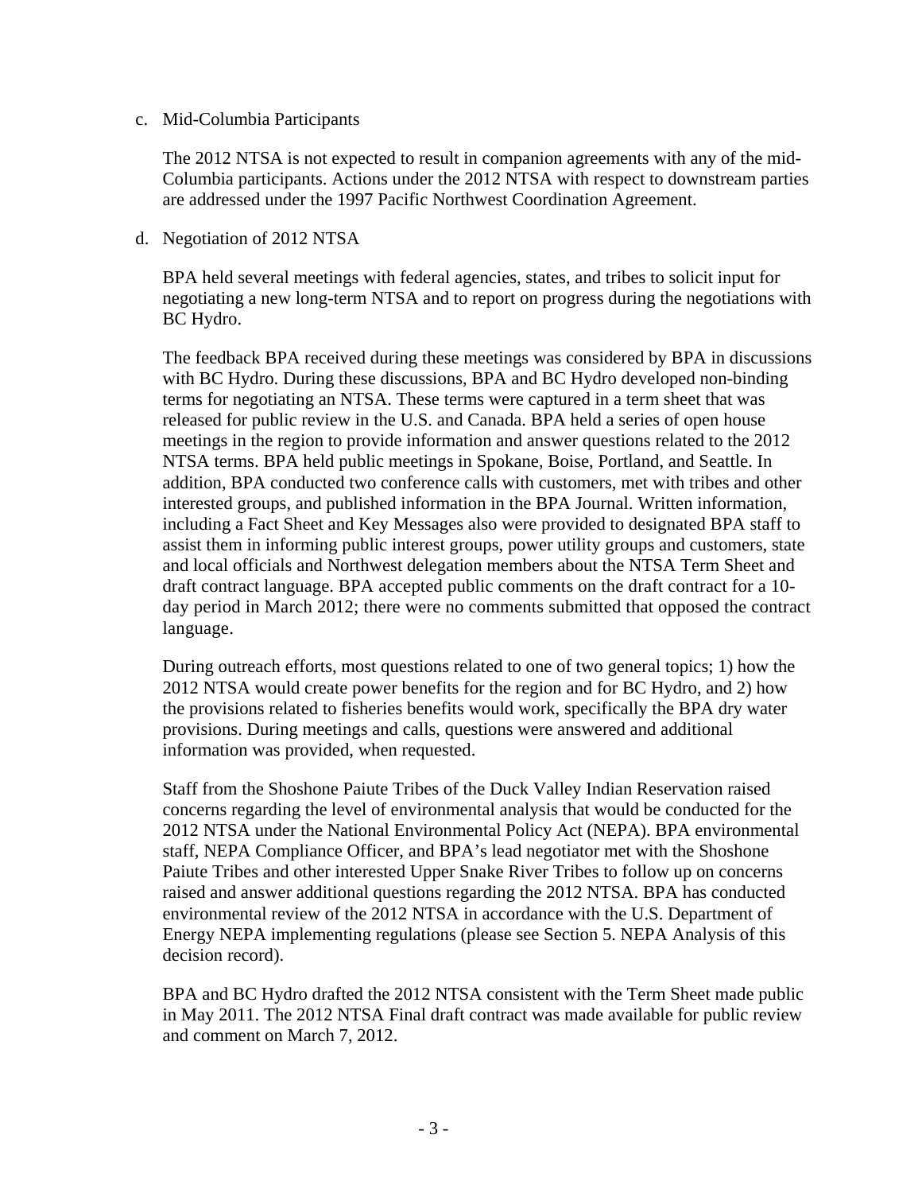c. Mid-Columbia Participants

The 2012 NTSA is not expected to result in companion agreements with any of the mid-Columbia participants. Actions under the 2012 NTSA with respect to downstream parties are addressed under the 1997 Pacific Northwest Coordination Agreement.

d. Negotiation of 2012 NTSA

BPA held several meetings with federal agencies, states, and tribes to solicit input for negotiating a new long-term NTSA and to report on progress during the negotiations with BC Hydro.

The feedback BPA received during these meetings was considered by BPA in discussions with BC Hydro. During these discussions, BPA and BC Hydro developed non-binding terms for negotiating an NTSA. These terms were captured in a term sheet that was released for public review in the U.S. and Canada. BPA held a series of open house meetings in the region to provide information and answer questions related to the 2012 NTSA terms. BPA held public meetings in Spokane, Boise, Portland, and Seattle. In addition, BPA conducted two conference calls with customers, met with tribes and other interested groups, and published information in the BPA Journal. Written information, including a Fact Sheet and Key Messages also were provided to designated BPA staff to assist them in informing public interest groups, power utility groups and customers, state and local officials and Northwest delegation members about the NTSA Term Sheet and draft contract language. BPA accepted public comments on the draft contract for a 10-day period in March 2012; there were no comments submitted that opposed the contract language.

During outreach efforts, most questions related to one of two general topics; 1) how the 2012 NTSA would create power benefits for the region and for BC Hydro, and 2) how the provisions related to fisheries benefits would work, specifically the BPA dry water provisions. During meetings and calls, questions were answered and additional information was provided, when requested.

Staff from the Shoshone Paiute Tribes of the Duck Valley Indian Reservation raised concerns regarding the level of environmental analysis that would be conducted for the 2012 NTSA under the National Environmental Policy Act (NEPA). BPA environmental staff, NEPA Compliance Officer, and BPA's lead negotiator met with the Shoshone Paiute Tribes and other interested Upper Snake River Tribes to follow up on concerns raised and answer additional questions regarding the 2012 NTSA. BPA has conducted environmental review of the 2012 NTSA in accordance with the U.S. Department of Energy NEPA implementing regulations (please see Section 5. NEPA Analysis of this decision record).

BPA and BC Hydro drafted the 2012 NTSA consistent with the Term Sheet made public in May 2011. The 2012 NTSA Final draft contract was made available for public review and comment on March 7, 2012.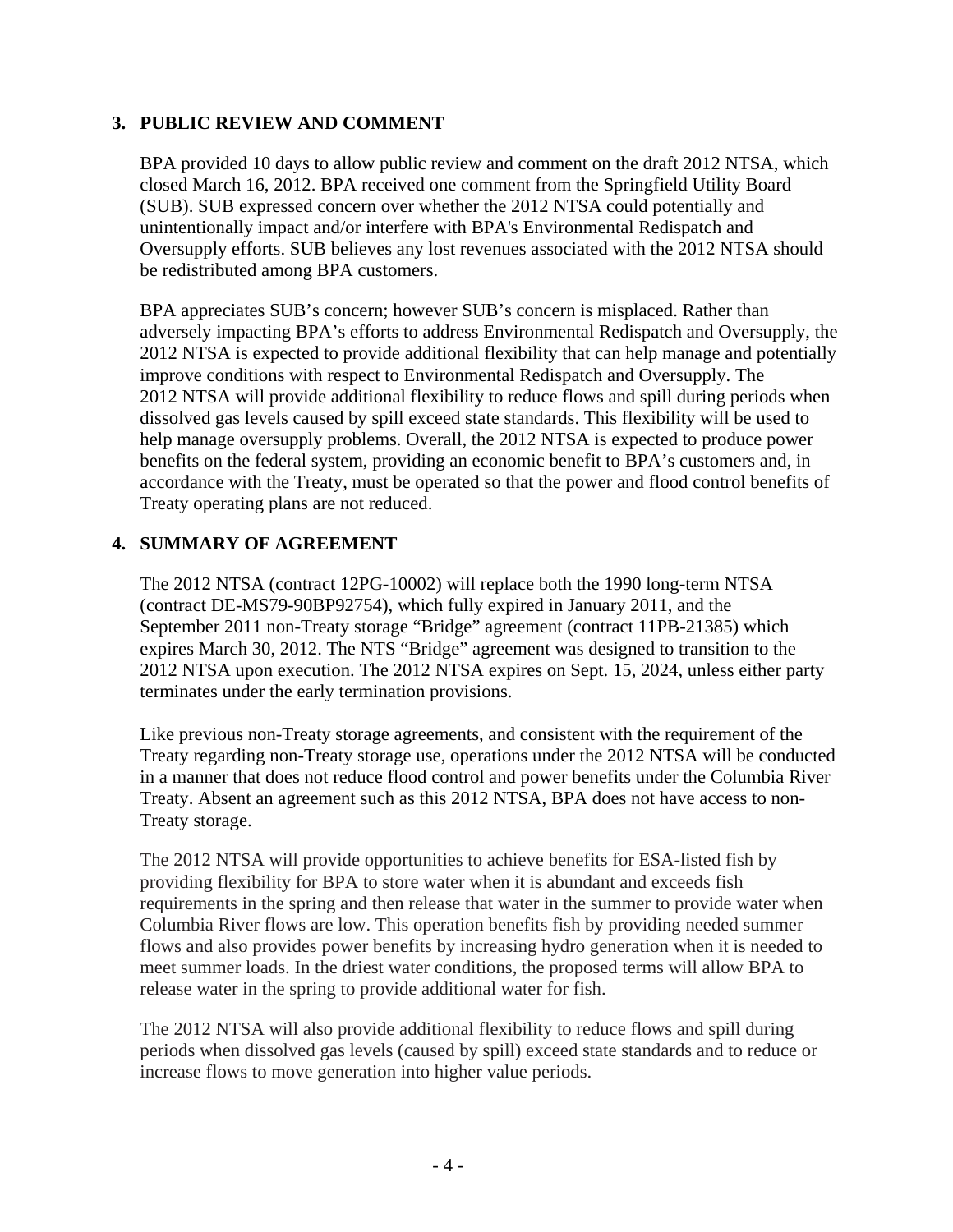## 3. PUBLIC REVIEW AND COMMENT

BPA provided 10 days to allow public review and comment on the draft 2012 NTSA, which closed March 16, 2012. BPA received one comment from the Springfield Utility Board (SUB). SUB expressed concern over whether the 2012 NTSA could potentially and unintentionally impact and/or interfere with BPA's Environmental Redispatch and Oversupply efforts. SUB believes any lost revenues associated with the 2012 NTSA should be redistributed among BPA customers.

BPA appreciates SUB's concern; however SUB's concern is misplaced. Rather than adversely impacting BPA's efforts to address Environmental Redispatch and Oversupply, the 2012 NTSA is expected to provide additional flexibility that can help manage and potentially improve conditions with respect to Environmental Redispatch and Oversupply. The 2012 NTSA will provide additional flexibility to reduce flows and spill during periods when dissolved gas levels caused by spill exceed state standards. This flexibility will be used to help manage oversupply problems. Overall, the 2012 NTSA is expected to produce power benefits on the federal system, providing an economic benefit to BPA's customers and, in accordance with the Treaty, must be operated so that the power and flood control benefits of Treaty operating plans are not reduced.

## 4. SUMMARY OF AGREEMENT

The 2012 NTSA (contract 12PG-10002) will replace both the 1990 long-term NTSA (contract DE-MS79-90BP92754), which fully expired in January 2011, and the September 2011 non-Treaty storage "Bridge" agreement (contract 11PB-21385) which expires March 30, 2012. The NTS "Bridge" agreement was designed to transition to the 2012 NTSA upon execution. The 2012 NTSA expires on Sept. 15, 2024, unless either party terminates under the early termination provisions.

Like previous non-Treaty storage agreements, and consistent with the requirement of the Treaty regarding non-Treaty storage use, operations under the 2012 NTSA will be conducted in a manner that does not reduce flood control and power benefits under the Columbia River Treaty. Absent an agreement such as this 2012 NTSA, BPA does not have access to non-Treaty storage.

The 2012 NTSA will provide opportunities to achieve benefits for ESA-listed fish by providing flexibility for BPA to store water when it is abundant and exceeds fish requirements in the spring and then release that water in the summer to provide water when Columbia River flows are low. This operation benefits fish by providing needed summer flows and also provides power benefits by increasing hydro generation when it is needed to meet summer loads. In the driest water conditions, the proposed terms will allow BPA to release water in the spring to provide additional water for fish.

The 2012 NTSA will also provide additional flexibility to reduce flows and spill during periods when dissolved gas levels (caused by spill) exceed state standards and to reduce or increase flows to move generation into higher value periods.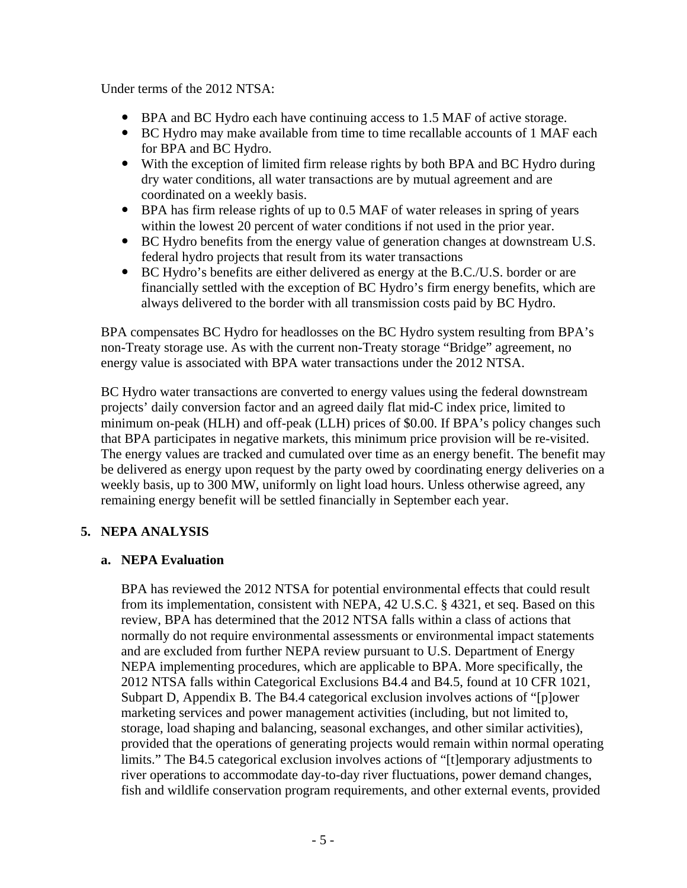Under terms of the 2012 NTSA:

- BPA and BC Hydro each have continuing access to 1.5 MAF of active storage.
- BC Hydro may make available from time to time recallable accounts of 1 MAF each for BPA and BC Hydro.
- With the exception of limited firm release rights by both BPA and BC Hydro during dry water conditions, all water transactions are by mutual agreement and are coordinated on a weekly basis.
- BPA has firm release rights of up to 0.5 MAF of water releases in spring of years within the lowest 20 percent of water conditions if not used in the prior year.
- BC Hydro benefits from the energy value of generation changes at downstream U.S. federal hydro projects that result from its water transactions
- BC Hydro's benefits are either delivered as energy at the B.C./U.S. border or are financially settled with the exception of BC Hydro's firm energy benefits, which are always delivered to the border with all transmission costs paid by BC Hydro.

BPA compensates BC Hydro for headlosses on the BC Hydro system resulting from BPA's non-Treaty storage use. As with the current non-Treaty storage "Bridge" agreement, no energy value is associated with BPA water transactions under the 2012 NTSA.

BC Hydro water transactions are converted to energy values using the federal downstream projects' daily conversion factor and an agreed daily flat mid-C index price, limited to minimum on-peak (HLH) and off-peak (LLH) prices of $0.00. If BPA's policy changes such that BPA participates in negative markets, this minimum price provision will be re-visited. The energy values are tracked and cumulated over time as an energy benefit. The benefit may be delivered as energy upon request by the party owed by coordinating energy deliveries on a weekly basis, up to 300 MW, uniformly on light load hours. Unless otherwise agreed, any remaining energy benefit will be settled financially in September each year.

## 5. NEPA ANALYSIS

### a. NEPA Evaluation

BPA has reviewed the 2012 NTSA for potential environmental effects that could result from its implementation, consistent with NEPA, 42 U.S.C. § 4321, et seq. Based on this review, BPA has determined that the 2012 NTSA falls within a class of actions that normally do not require environmental assessments or environmental impact statements and are excluded from further NEPA review pursuant to U.S. Department of Energy NEPA implementing procedures, which are applicable to BPA. More specifically, the 2012 NTSA falls within Categorical Exclusions B4.4 and B4.5, found at 10 CFR 1021, Subpart D, Appendix B. The B4.4 categorical exclusion involves actions of "[p]ower marketing services and power management activities (including, but not limited to, storage, load shaping and balancing, seasonal exchanges, and other similar activities), provided that the operations of generating projects would remain within normal operating limits." The B4.5 categorical exclusion involves actions of "[t]emporary adjustments to river operations to accommodate day-to-day river fluctuations, power demand changes, fish and wildlife conservation program requirements, and other external events, provided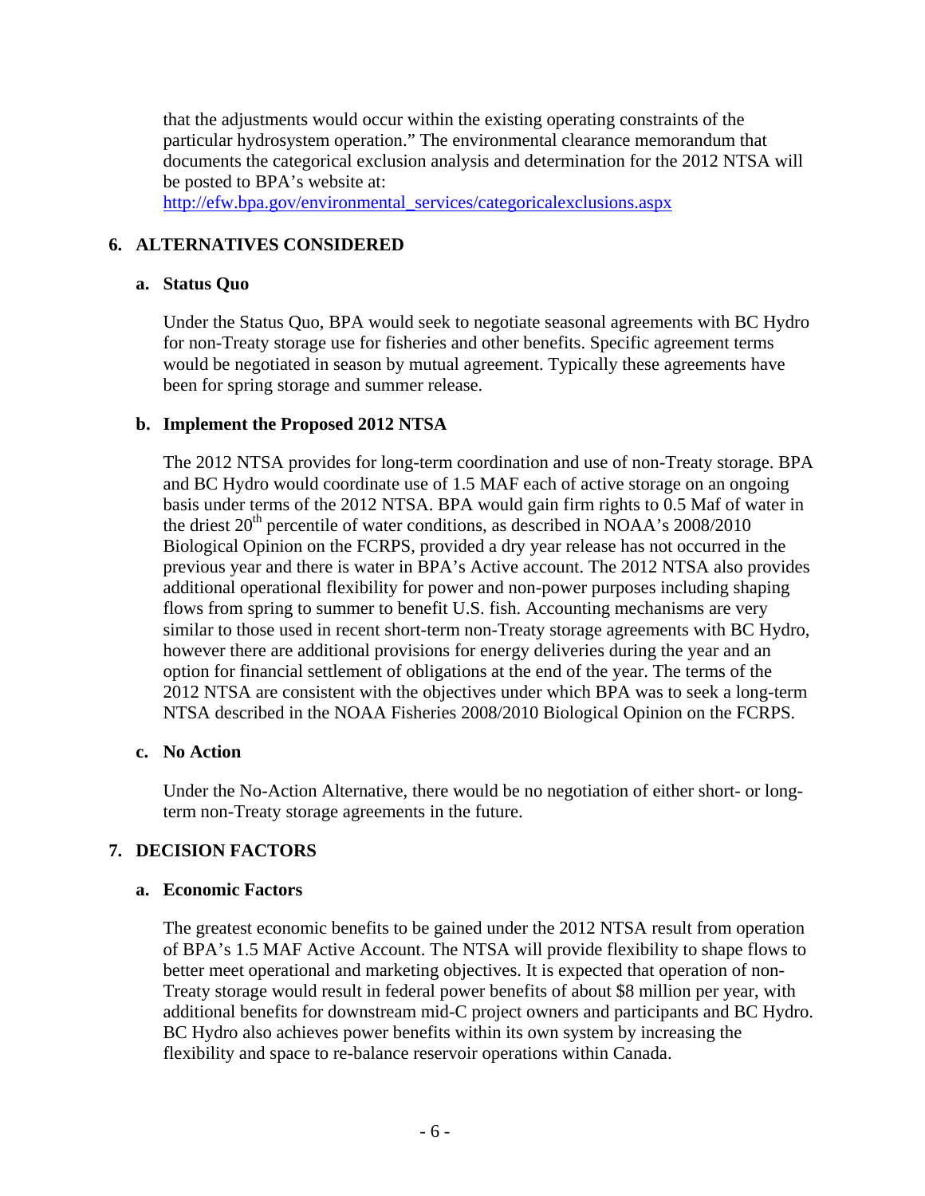that the adjustments would occur within the existing operating constraints of the particular hydrosystem operation." The environmental clearance memorandum that documents the categorical exclusion analysis and determination for the 2012 NTSA will be posted to BPA's website at:
http://efw.bpa.gov/environmental_services/categoricalexclusions.aspx

## 6. ALTERNATIVES CONSIDERED

### a. Status Quo

Under the Status Quo, BPA would seek to negotiate seasonal agreements with BC Hydro for non-Treaty storage use for fisheries and other benefits. Specific agreement terms would be negotiated in season by mutual agreement. Typically these agreements have been for spring storage and summer release.

### b. Implement the Proposed 2012 NTSA

The 2012 NTSA provides for long-term coordination and use of non-Treaty storage. BPA and BC Hydro would coordinate use of 1.5 MAF each of active storage on an ongoing basis under terms of the 2012 NTSA. BPA would gain firm rights to 0.5 Maf of water in the driest 20th percentile of water conditions, as described in NOAA's 2008/2010 Biological Opinion on the FCRPS, provided a dry year release has not occurred in the previous year and there is water in BPA's Active account. The 2012 NTSA also provides additional operational flexibility for power and non-power purposes including shaping flows from spring to summer to benefit U.S. fish. Accounting mechanisms are very similar to those used in recent short-term non-Treaty storage agreements with BC Hydro, however there are additional provisions for energy deliveries during the year and an option for financial settlement of obligations at the end of the year. The terms of the 2012 NTSA are consistent with the objectives under which BPA was to seek a long-term NTSA described in the NOAA Fisheries 2008/2010 Biological Opinion on the FCRPS.

### c. No Action

Under the No-Action Alternative, there would be no negotiation of either short- or long-term non-Treaty storage agreements in the future.

## 7. DECISION FACTORS

### a. Economic Factors

The greatest economic benefits to be gained under the 2012 NTSA result from operation of BPA's 1.5 MAF Active Account. The NTSA will provide flexibility to shape flows to better meet operational and marketing objectives. It is expected that operation of non-Treaty storage would result in federal power benefits of about $8 million per year, with additional benefits for downstream mid-C project owners and participants and BC Hydro. BC Hydro also achieves power benefits within its own system by increasing the flexibility and space to re-balance reservoir operations within Canada.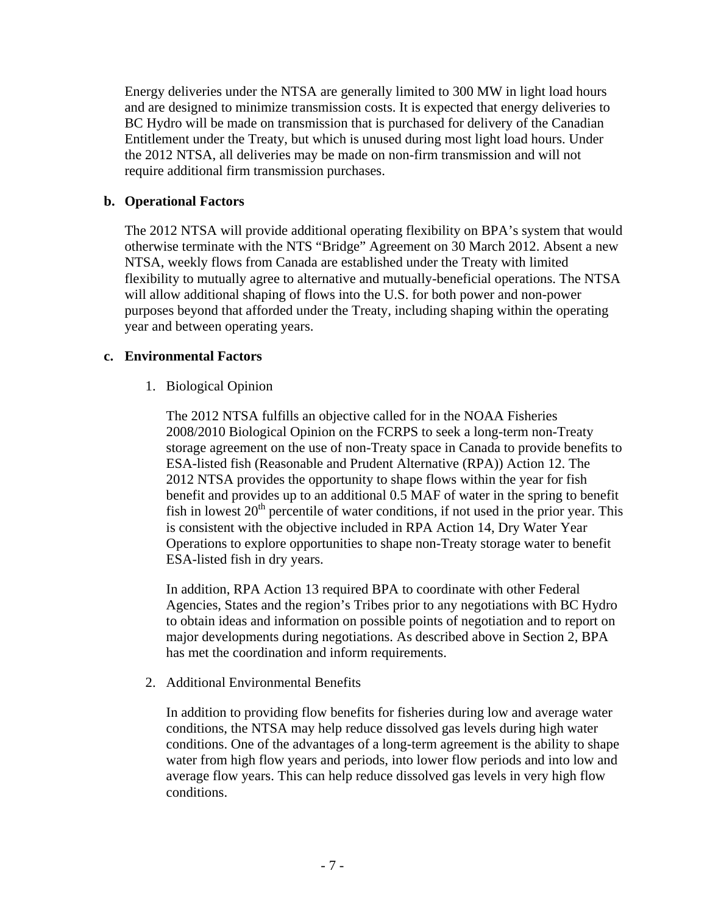Energy deliveries under the NTSA are generally limited to 300 MW in light load hours and are designed to minimize transmission costs. It is expected that energy deliveries to BC Hydro will be made on transmission that is purchased for delivery of the Canadian Entitlement under the Treaty, but which is unused during most light load hours. Under the 2012 NTSA, all deliveries may be made on non-firm transmission and will not require additional firm transmission purchases.

**b. Operational Factors**

The 2012 NTSA will provide additional operating flexibility on BPA's system that would otherwise terminate with the NTS "Bridge" Agreement on 30 March 2012. Absent a new NTSA, weekly flows from Canada are established under the Treaty with limited flexibility to mutually agree to alternative and mutually-beneficial operations. The NTSA will allow additional shaping of flows into the U.S. for both power and non-power purposes beyond that afforded under the Treaty, including shaping within the operating year and between operating years.

**c. Environmental Factors**

1. Biological Opinion

   The 2012 NTSA fulfills an objective called for in the NOAA Fisheries 2008/2010 Biological Opinion on the FCRPS to seek a long-term non-Treaty storage agreement on the use of non-Treaty space in Canada to provide benefits to ESA-listed fish (Reasonable and Prudent Alternative (RPA)) Action 12. The 2012 NTSA provides the opportunity to shape flows within the year for fish benefit and provides up to an additional 0.5 MAF of water in the spring to benefit fish in lowest 20th percentile of water conditions, if not used in the prior year. This is consistent with the objective included in RPA Action 14, Dry Water Year Operations to explore opportunities to shape non-Treaty storage water to benefit ESA-listed fish in dry years.

   In addition, RPA Action 13 required BPA to coordinate with other Federal Agencies, States and the region's Tribes prior to any negotiations with BC Hydro to obtain ideas and information on possible points of negotiation and to report on major developments during negotiations. As described above in Section 2, BPA has met the coordination and inform requirements.

2. Additional Environmental Benefits

   In addition to providing flow benefits for fisheries during low and average water conditions, the NTSA may help reduce dissolved gas levels during high water conditions. One of the advantages of a long-term agreement is the ability to shape water from high flow years and periods, into lower flow periods and into low and average flow years. This can help reduce dissolved gas levels in very high flow conditions.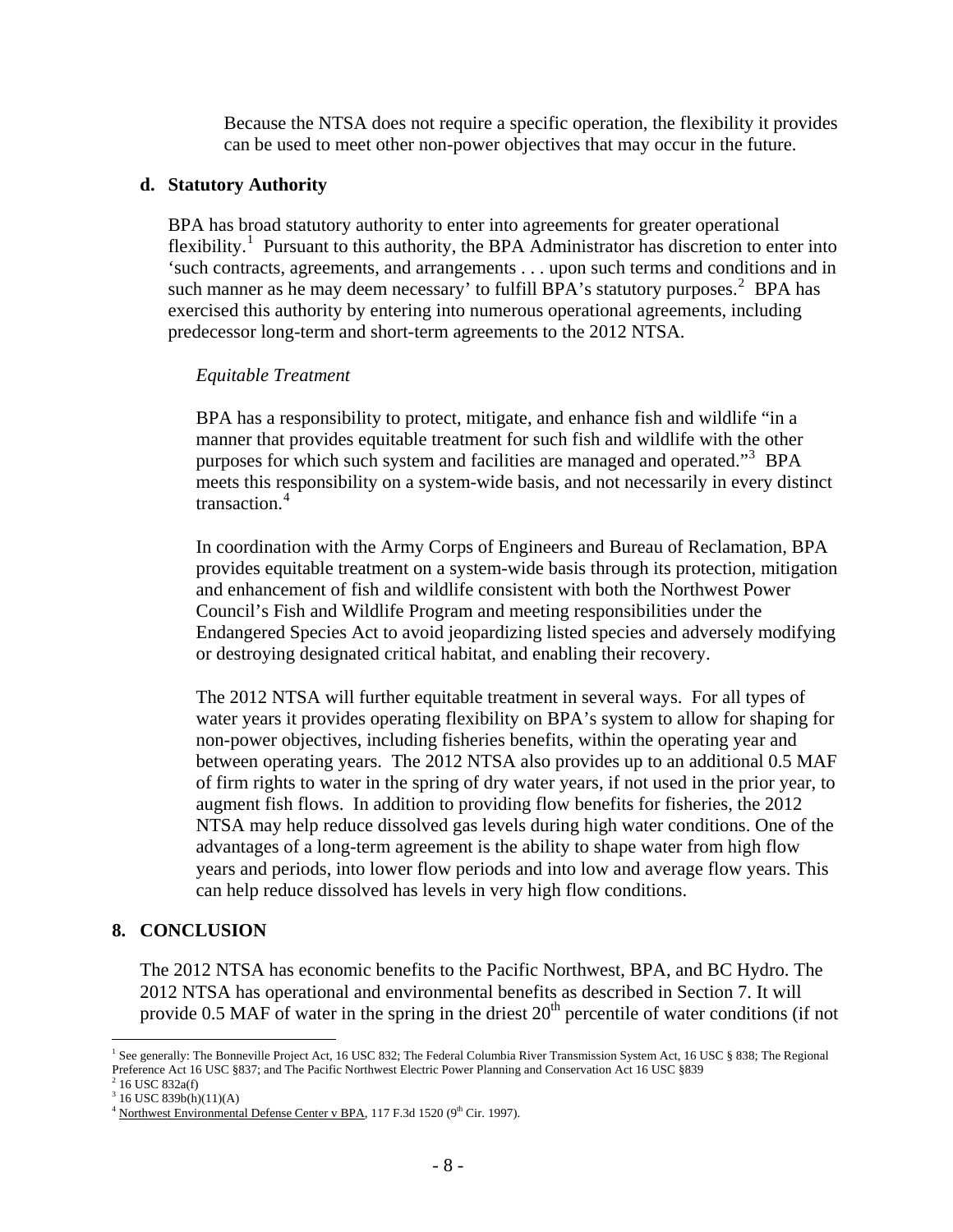Because the NTSA does not require a specific operation, the flexibility it provides can be used to meet other non-power objectives that may occur in the future.

### d. Statutory Authority

BPA has broad statutory authority to enter into agreements for greater operational flexibility.[1] Pursuant to this authority, the BPA Administrator has discretion to enter into 'such contracts, agreements, and arrangements . . . upon such terms and conditions and in such manner as he may deem necessary' to fulfill BPA's statutory purposes.[2] BPA has exercised this authority by entering into numerous operational agreements, including predecessor long-term and short-term agreements to the 2012 NTSA.

*Equitable Treatment*

BPA has a responsibility to protect, mitigate, and enhance fish and wildlife "in a manner that provides equitable treatment for such fish and wildlife with the other purposes for which such system and facilities are managed and operated."[3] BPA meets this responsibility on a system-wide basis, and not necessarily in every distinct transaction.[4]

In coordination with the Army Corps of Engineers and Bureau of Reclamation, BPA provides equitable treatment on a system-wide basis through its protection, mitigation and enhancement of fish and wildlife consistent with both the Northwest Power Council's Fish and Wildlife Program and meeting responsibilities under the Endangered Species Act to avoid jeopardizing listed species and adversely modifying or destroying designated critical habitat, and enabling their recovery.

The 2012 NTSA will further equitable treatment in several ways. For all types of water years it provides operating flexibility on BPA's system to allow for shaping for non-power objectives, including fisheries benefits, within the operating year and between operating years. The 2012 NTSA also provides up to an additional 0.5 MAF of firm rights to water in the spring of dry water years, if not used in the prior year, to augment fish flows. In addition to providing flow benefits for fisheries, the 2012 NTSA may help reduce dissolved gas levels during high water conditions. One of the advantages of a long-term agreement is the ability to shape water from high flow years and periods, into lower flow periods and into low and average flow years. This can help reduce dissolved has levels in very high flow conditions.

## 8. CONCLUSION

The 2012 NTSA has economic benefits to the Pacific Northwest, BPA, and BC Hydro. The 2012 NTSA has operational and environmental benefits as described in Section 7. It will provide 0.5 MAF of water in the spring in the driest 20th percentile of water conditions (if not

[1] See generally: The Bonneville Project Act, 16 USC 832; The Federal Columbia River Transmission System Act, 16 USC § 838; The Regional Preference Act 16 USC §837; and The Pacific Northwest Electric Power Planning and Conservation Act 16 USC §839

[2] 16 USC 832a(f)

[3] 16 USC 839b(h)(11)(A)

[4] Northwest Environmental Defense Center v BPA, 117 F.3d 1520 (9th Cir. 1997).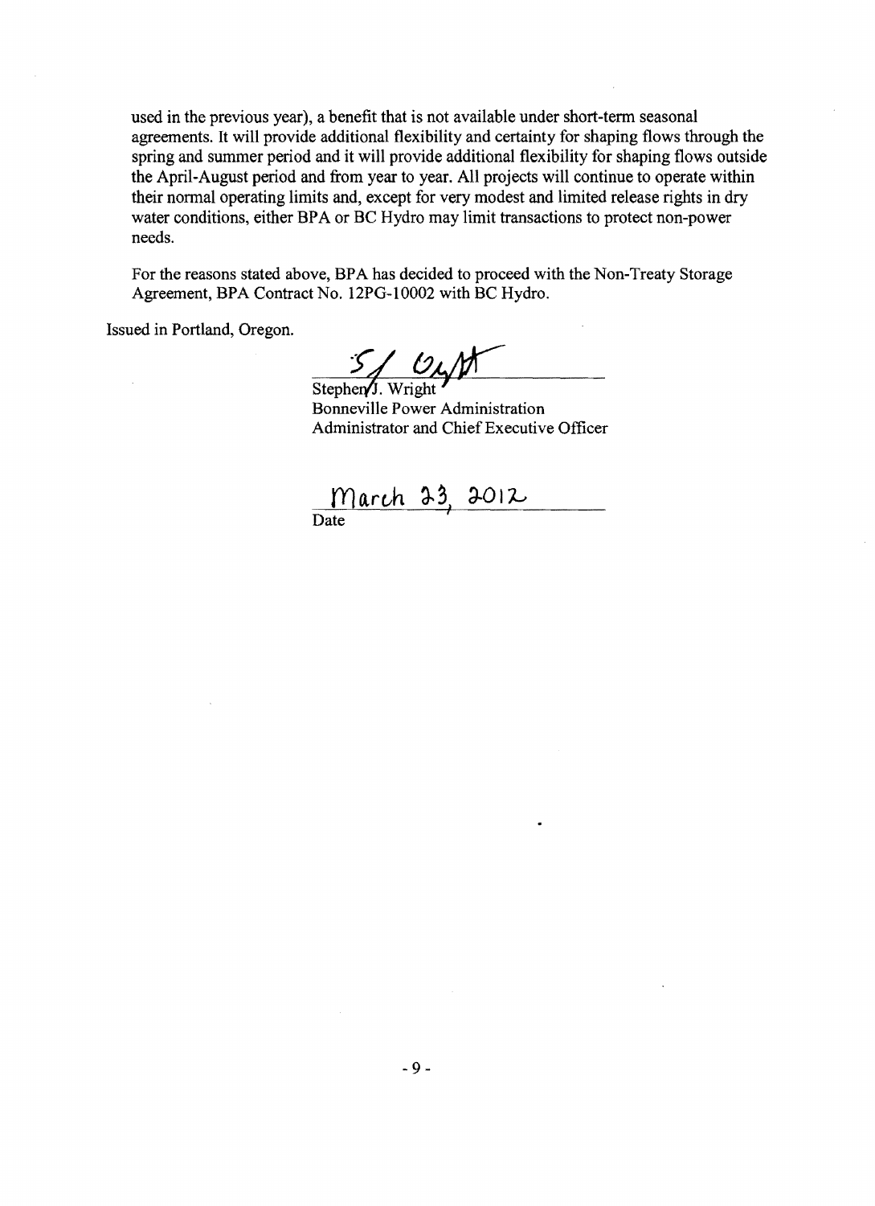used in the previous year), a benefit that is not available under short-term seasonal agreements. It will provide additional flexibility and certainty for shaping flows through the spring and summer period and it will provide additional flexibility for shaping flows outside the April-August period and from year to year. All projects will continue to operate within their normal operating limits and, except for very modest and limited release rights in dry water conditions, either BPA or BC Hydro may limit transactions to protect non-power needs.

For the reasons stated above, BPA has decided to proceed with the Non-Treaty Storage Agreement, BPA Contract No. 12PG-10002 with BC Hydro.

Issued in Portland, Oregon.

S/ Wright

Stephen J. Wright
Bonneville Power Administration
Administrator and Chief Executive Officer

March 23, 2012
Date